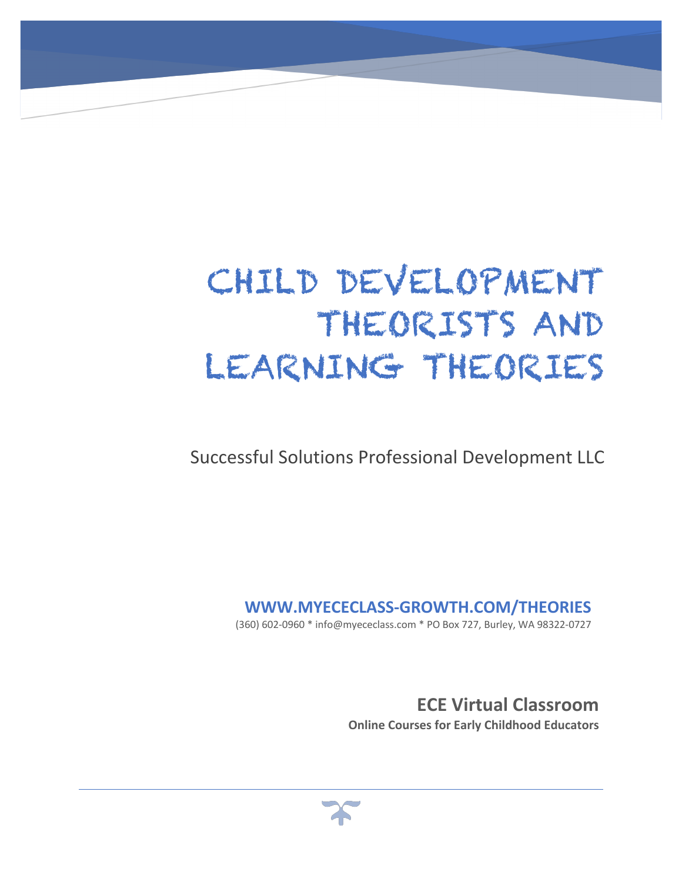# CHILD DEVELOPMENT THEORISTS AND LEARNING THEORIES

Successful Solutions Professional Development LLC

**WWW.MYECECLASS-GROWTH.COM/THEORIES**

(360) 602-0960 * info@myececlass.com * PO Box 727, Burley, WA 98322-0727

## ECE Virtual Classroom

**Online Courses for Early Childhood Educators**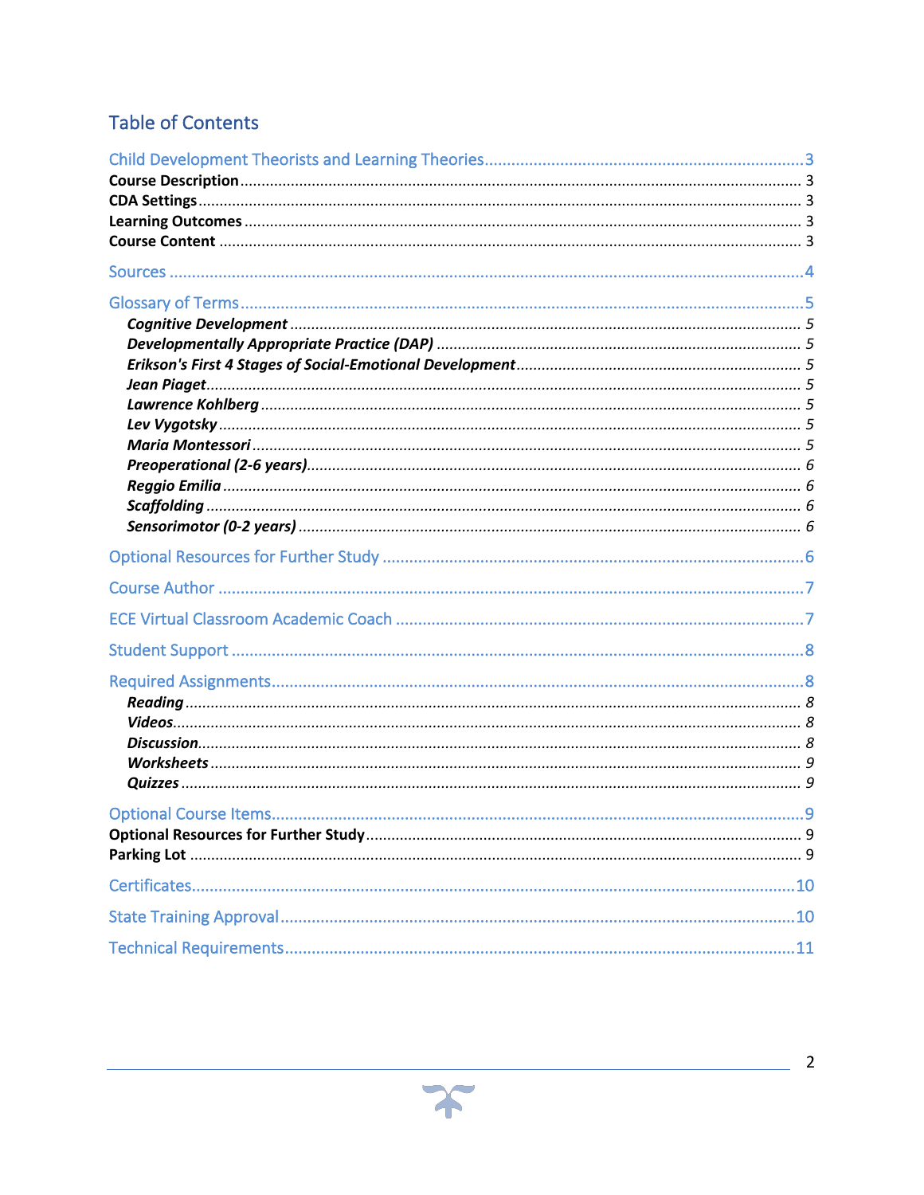## Table of Contents

Child Development Theorists and Learning Theories ... 3
- **Course Description** ... 3
- **CDA Settings** ... 3
- **Learning Outcomes** ... 3
- **Course Content** ... 3

Sources ... 4

Glossary of Terms ... 5
- ***Cognitive Development*** ... 5
- ***Developmentally Appropriate Practice (DAP)*** ... 5
- ***Erikson's First 4 Stages of Social-Emotional Development*** ... 5
- ***Jean Piaget*** ... 5
- ***Lawrence Kohlberg*** ... 5
- ***Lev Vygotsky*** ... 5
- ***Maria Montessori*** ... 5
- ***Preoperational (2-6 years)*** ... 6
- ***Reggio Emilia*** ... 6
- ***Scaffolding*** ... 6
- ***Sensorimotor (0-2 years)*** ... 6

Optional Resources for Further Study ... 6

Course Author ... 7

ECE Virtual Classroom Academic Coach ... 7

Student Support ... 8

Required Assignments ... 8
- ***Reading*** ... 8
- ***Videos*** ... 8
- ***Discussion*** ... 8
- ***Worksheets*** ... 9
- ***Quizzes*** ... 9

Optional Course Items ... 9
- **Optional Resources for Further Study** ... 9
- **Parking Lot** ... 9

Certificates ... 10

State Training Approval ... 10

Technical Requirements ... 11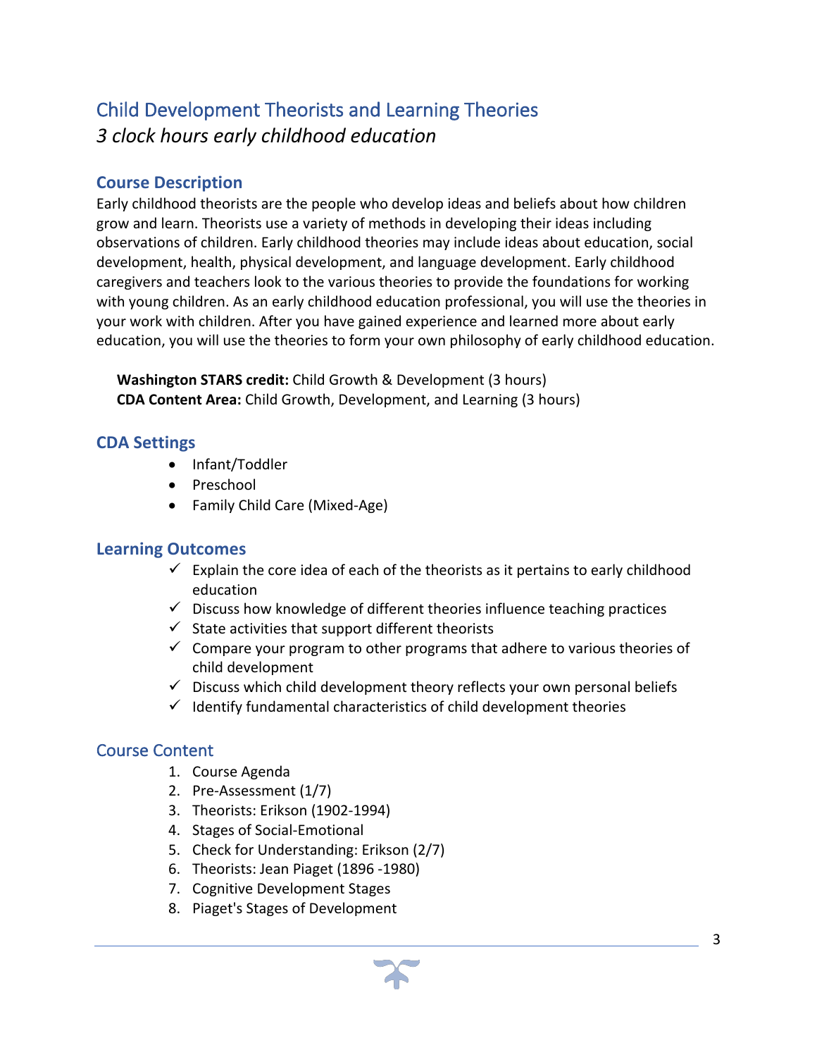# Child Development Theorists and Learning Theories

*3 clock hours early childhood education*

## Course Description

Early childhood theorists are the people who develop ideas and beliefs about how children grow and learn. Theorists use a variety of methods in developing their ideas including observations of children. Early childhood theories may include ideas about education, social development, health, physical development, and language development. Early childhood caregivers and teachers look to the various theories to provide the foundations for working with young children. As an early childhood education professional, you will use the theories in your work with children. After you have gained experience and learned more about early education, you will use the theories to form your own philosophy of early childhood education.

**Washington STARS credit:** Child Growth & Development (3 hours)
**CDA Content Area:** Child Growth, Development, and Learning (3 hours)

## CDA Settings

- Infant/Toddler
- Preschool
- Family Child Care (Mixed-Age)

## Learning Outcomes

- ✓ Explain the core idea of each of the theorists as it pertains to early childhood education
- ✓ Discuss how knowledge of different theories influence teaching practices
- ✓ State activities that support different theorists
- ✓ Compare your program to other programs that adhere to various theories of child development
- ✓ Discuss which child development theory reflects your own personal beliefs
- ✓ Identify fundamental characteristics of child development theories

## Course Content

1. Course Agenda
2. Pre-Assessment (1/7)
3. Theorists: Erikson (1902-1994)
4. Stages of Social-Emotional
5. Check for Understanding: Erikson (2/7)
6. Theorists: Jean Piaget (1896 -1980)
7. Cognitive Development Stages
8. Piaget's Stages of Development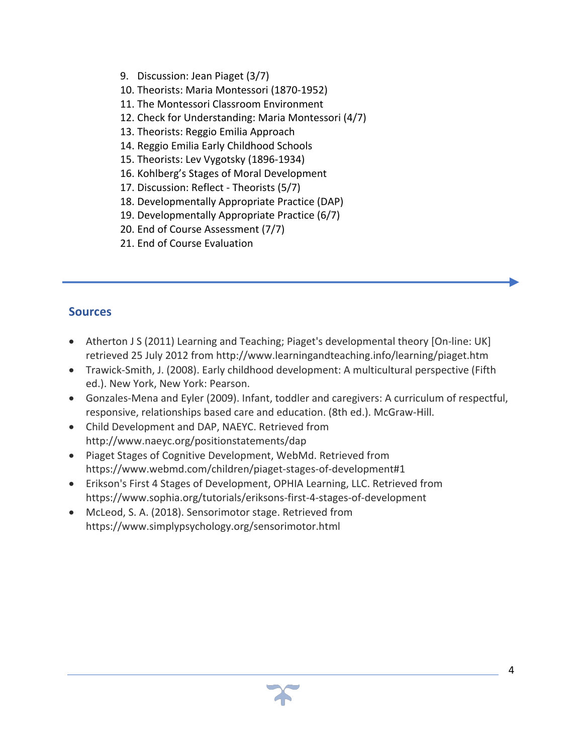9. Discussion: Jean Piaget (3/7)
10. Theorists: Maria Montessori (1870-1952)
11. The Montessori Classroom Environment
12. Check for Understanding: Maria Montessori (4/7)
13. Theorists: Reggio Emilia Approach
14. Reggio Emilia Early Childhood Schools
15. Theorists: Lev Vygotsky (1896-1934)
16. Kohlberg's Stages of Moral Development
17. Discussion: Reflect - Theorists (5/7)
18. Developmentally Appropriate Practice (DAP)
19. Developmentally Appropriate Practice (6/7)
20. End of Course Assessment (7/7)
21. End of Course Evaluation

---

## Sources

- Atherton J S (2011) Learning and Teaching; Piaget's developmental theory [On-line: UK] retrieved 25 July 2012 from http://www.learningandteaching.info/learning/piaget.htm
- Trawick-Smith, J. (2008). Early childhood development: A multicultural perspective (Fifth ed.). New York, New York: Pearson.
- Gonzales-Mena and Eyler (2009). Infant, toddler and caregivers: A curriculum of respectful, responsive, relationships based care and education. (8th ed.). McGraw-Hill.
- Child Development and DAP, NAEYC. Retrieved from http://www.naeyc.org/positionstatements/dap
- Piaget Stages of Cognitive Development, WebMd. Retrieved from https://www.webmd.com/children/piaget-stages-of-development#1
- Erikson's First 4 Stages of Development, OPHIA Learning, LLC. Retrieved from https://www.sophia.org/tutorials/eriksons-first-4-stages-of-development
- McLeod, S. A. (2018). Sensorimotor stage. Retrieved from https://www.simplypsychology.org/sensorimotor.html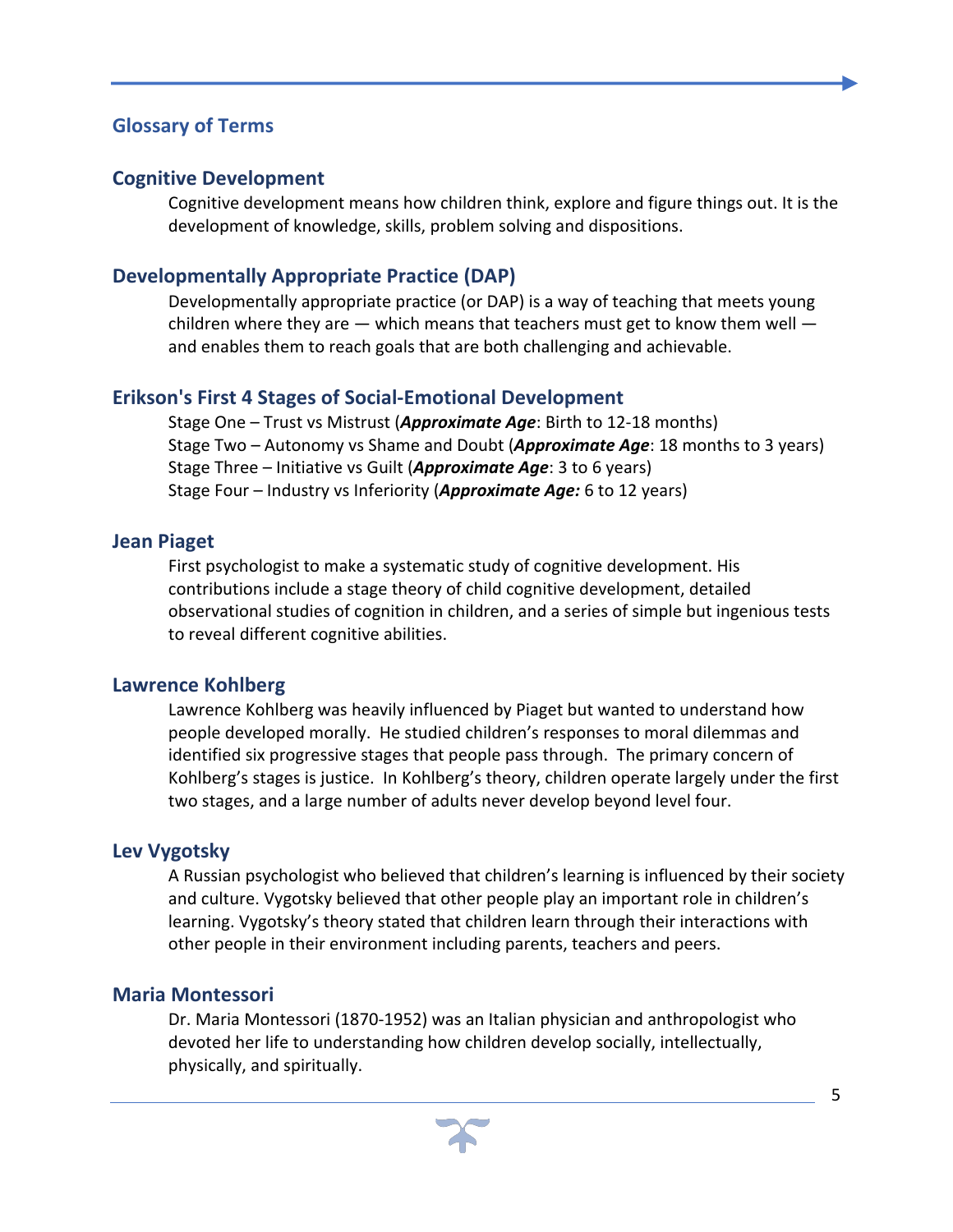## Glossary of Terms

### Cognitive Development

Cognitive development means how children think, explore and figure things out. It is the development of knowledge, skills, problem solving and dispositions.

### Developmentally Appropriate Practice (DAP)

Developmentally appropriate practice (or DAP) is a way of teaching that meets young children where they are — which means that teachers must get to know them well — and enables them to reach goals that are both challenging and achievable.

### Erikson's First 4 Stages of Social-Emotional Development

Stage One – Trust vs Mistrust (***Approximate Age***: Birth to 12-18 months)
Stage Two – Autonomy vs Shame and Doubt (***Approximate Age***: 18 months to 3 years)
Stage Three – Initiative vs Guilt (***Approximate Age***: 3 to 6 years)
Stage Four – Industry vs Inferiority (***Approximate Age:*** 6 to 12 years)

### Jean Piaget

First psychologist to make a systematic study of cognitive development. His contributions include a stage theory of child cognitive development, detailed observational studies of cognition in children, and a series of simple but ingenious tests to reveal different cognitive abilities.

### Lawrence Kohlberg

Lawrence Kohlberg was heavily influenced by Piaget but wanted to understand how people developed morally. He studied children's responses to moral dilemmas and identified six progressive stages that people pass through. The primary concern of Kohlberg's stages is justice. In Kohlberg's theory, children operate largely under the first two stages, and a large number of adults never develop beyond level four.

### Lev Vygotsky

A Russian psychologist who believed that children's learning is influenced by their society and culture. Vygotsky believed that other people play an important role in children's learning. Vygotsky's theory stated that children learn through their interactions with other people in their environment including parents, teachers and peers.

### Maria Montessori

Dr. Maria Montessori (1870-1952) was an Italian physician and anthropologist who devoted her life to understanding how children develop socially, intellectually, physically, and spiritually.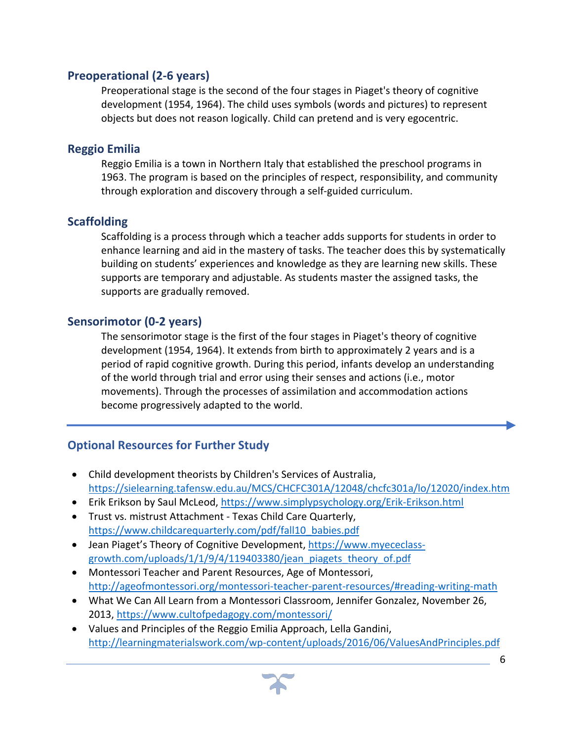### Preoperational (2-6 years)

Preoperational stage is the second of the four stages in Piaget's theory of cognitive development (1954, 1964). The child uses symbols (words and pictures) to represent objects but does not reason logically. Child can pretend and is very egocentric.

### Reggio Emilia

Reggio Emilia is a town in Northern Italy that established the preschool programs in 1963. The program is based on the principles of respect, responsibility, and community through exploration and discovery through a self-guided curriculum.

### Scaffolding

Scaffolding is a process through which a teacher adds supports for students in order to enhance learning and aid in the mastery of tasks. The teacher does this by systematically building on students' experiences and knowledge as they are learning new skills. These supports are temporary and adjustable. As students master the assigned tasks, the supports are gradually removed.

### Sensorimotor (0-2 years)

The sensorimotor stage is the first of the four stages in Piaget's theory of cognitive development (1954, 1964). It extends from birth to approximately 2 years and is a period of rapid cognitive growth. During this period, infants develop an understanding of the world through trial and error using their senses and actions (i.e., motor movements). Through the processes of assimilation and accommodation actions become progressively adapted to the world.

---

## Optional Resources for Further Study

- Child development theorists by Children's Services of Australia, https://sielearning.tafensw.edu.au/MCS/CHCFC301A/12048/chcfc301a/lo/12020/index.htm
- Erik Erikson by Saul McLeod, https://www.simplypsychology.org/Erik-Erikson.html
- Trust vs. mistrust Attachment - Texas Child Care Quarterly, https://www.childcarequarterly.com/pdf/fall10_babies.pdf
- Jean Piaget's Theory of Cognitive Development, https://www.myececlass-growth.com/uploads/1/1/9/4/119403380/jean_piagets_theory_of.pdf
- Montessori Teacher and Parent Resources, Age of Montessori, http://ageofmontessori.org/montessori-teacher-parent-resources/#reading-writing-math
- What We Can All Learn from a Montessori Classroom, Jennifer Gonzalez, November 26, 2013, https://www.cultofpedagogy.com/montessori/
- Values and Principles of the Reggio Emilia Approach, Lella Gandini, http://learningmaterialswork.com/wp-content/uploads/2016/06/ValuesAndPrinciples.pdf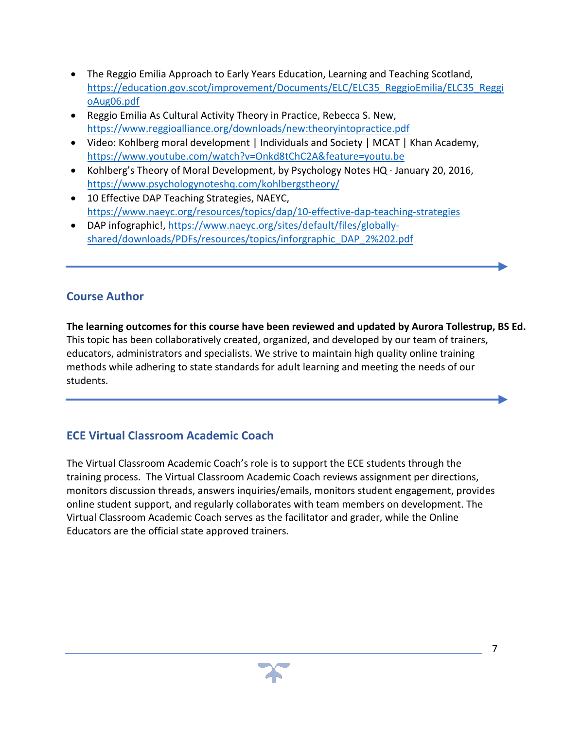- The Reggio Emilia Approach to Early Years Education, Learning and Teaching Scotland, https://education.gov.scot/improvement/Documents/ELC/ELC35_ReggioEmilia/ELC35_ReggioAug06.pdf
- Reggio Emilia As Cultural Activity Theory in Practice, Rebecca S. New, https://www.reggioalliance.org/downloads/new:theoryintopractice.pdf
- Video: Kohlberg moral development | Individuals and Society | MCAT | Khan Academy, https://www.youtube.com/watch?v=Onkd8tChC2A&feature=youtu.be
- Kohlberg's Theory of Moral Development, by Psychology Notes HQ · January 20, 2016, https://www.psychologynoteshq.com/kohlbergstheory/
- 10 Effective DAP Teaching Strategies, NAEYC, https://www.naeyc.org/resources/topics/dap/10-effective-dap-teaching-strategies
- DAP infographic!, https://www.naeyc.org/sites/default/files/globally-shared/downloads/PDFs/resources/topics/inforgraphic_DAP_2%202.pdf

## Course Author

**The learning outcomes for this course have been reviewed and updated by Aurora Tollestrup, BS Ed.** This topic has been collaboratively created, organized, and developed by our team of trainers, educators, administrators and specialists. We strive to maintain high quality online training methods while adhering to state standards for adult learning and meeting the needs of our students.

## ECE Virtual Classroom Academic Coach

The Virtual Classroom Academic Coach's role is to support the ECE students through the training process. The Virtual Classroom Academic Coach reviews assignment per directions, monitors discussion threads, answers inquiries/emails, monitors student engagement, provides online student support, and regularly collaborates with team members on development. The Virtual Classroom Academic Coach serves as the facilitator and grader, while the Online Educators are the official state approved trainers.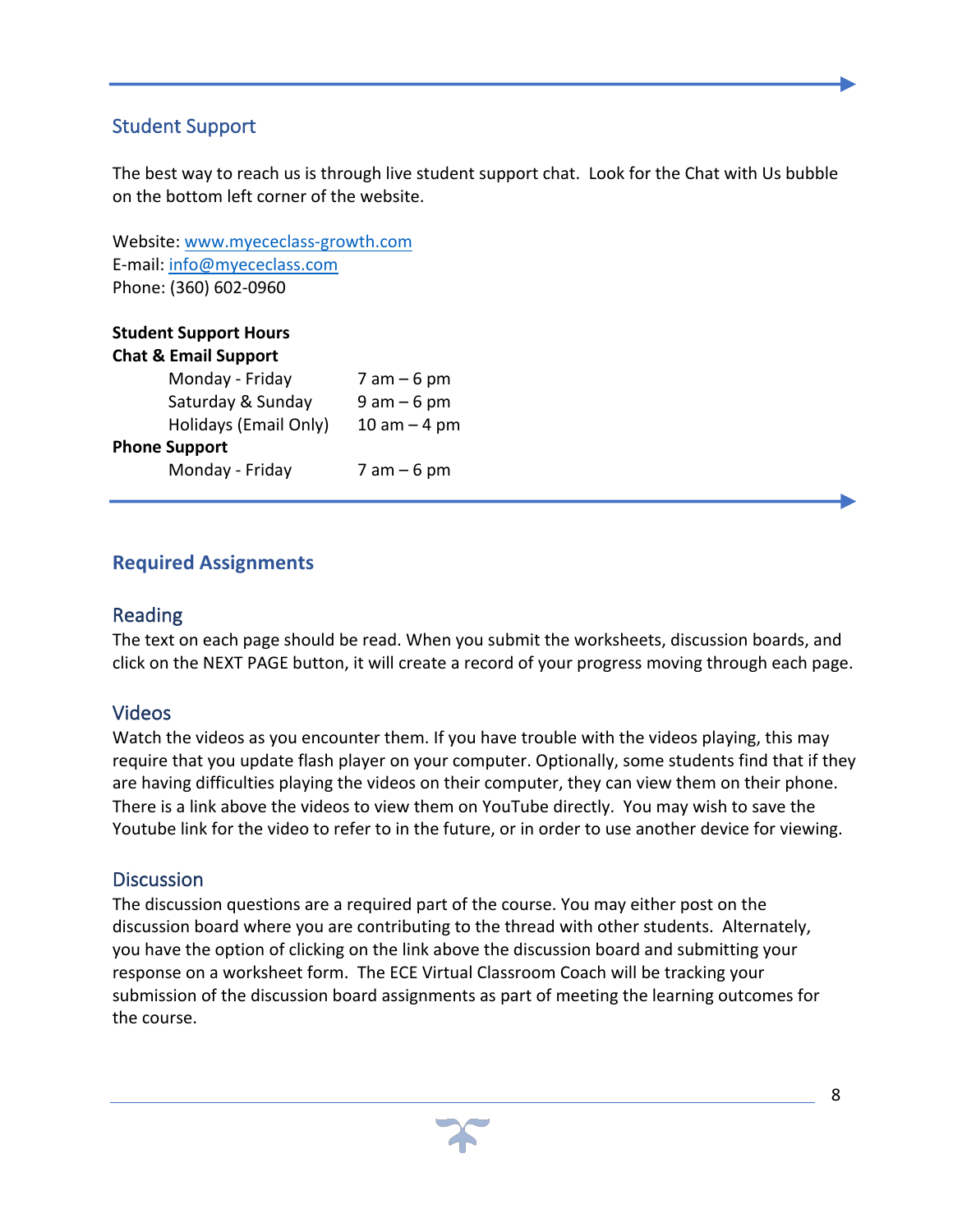## Student Support

The best way to reach us is through live student support chat. Look for the Chat with Us bubble on the bottom left corner of the website.

Website: [www.myececlass-growth.com](http://www.myececlass-growth.com)
E-mail: [info@myececlass.com](mailto:info@myececlass.com)
Phone: (360) 602-0960

**Student Support Hours**

**Chat & Email Support**

| | |
|---|---|
| Monday - Friday | 7 am – 6 pm |
| Saturday & Sunday | 9 am – 6 pm |
| Holidays (Email Only) | 10 am – 4 pm |

**Phone Support**

| | |
|---|---|
| Monday - Friday | 7 am – 6 pm |

## Required Assignments

### Reading

The text on each page should be read. When you submit the worksheets, discussion boards, and click on the NEXT PAGE button, it will create a record of your progress moving through each page.

### Videos

Watch the videos as you encounter them. If you have trouble with the videos playing, this may require that you update flash player on your computer. Optionally, some students find that if they are having difficulties playing the videos on their computer, they can view them on their phone. There is a link above the videos to view them on YouTube directly. You may wish to save the Youtube link for the video to refer to in the future, or in order to use another device for viewing.

### Discussion

The discussion questions are a required part of the course. You may either post on the discussion board where you are contributing to the thread with other students. Alternately, you have the option of clicking on the link above the discussion board and submitting your response on a worksheet form. The ECE Virtual Classroom Coach will be tracking your submission of the discussion board assignments as part of meeting the learning outcomes for the course.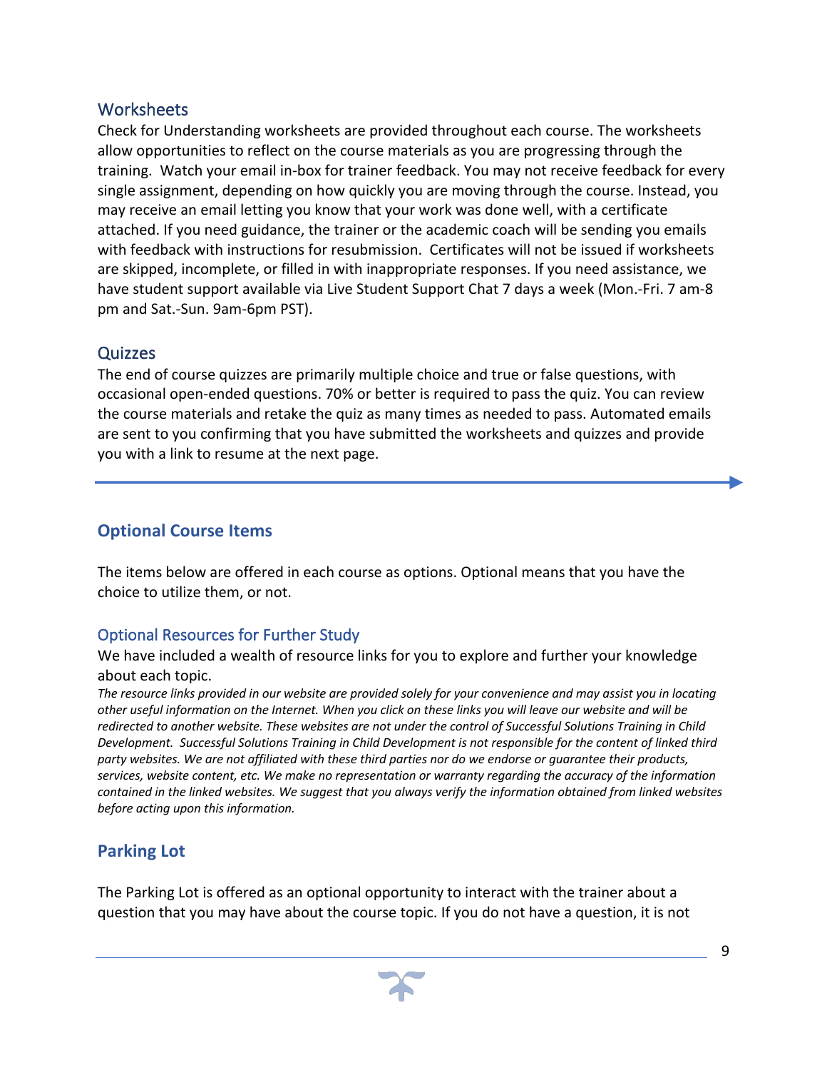### Worksheets

Check for Understanding worksheets are provided throughout each course. The worksheets allow opportunities to reflect on the course materials as you are progressing through the training. Watch your email in-box for trainer feedback. You may not receive feedback for every single assignment, depending on how quickly you are moving through the course. Instead, you may receive an email letting you know that your work was done well, with a certificate attached. If you need guidance, the trainer or the academic coach will be sending you emails with feedback with instructions for resubmission. Certificates will not be issued if worksheets are skipped, incomplete, or filled in with inappropriate responses. If you need assistance, we have student support available via Live Student Support Chat 7 days a week (Mon.-Fri. 7 am-8 pm and Sat.-Sun. 9am-6pm PST).

### Quizzes

The end of course quizzes are primarily multiple choice and true or false questions, with occasional open-ended questions. 70% or better is required to pass the quiz. You can review the course materials and retake the quiz as many times as needed to pass. Automated emails are sent to you confirming that you have submitted the worksheets and quizzes and provide you with a link to resume at the next page.

---

## Optional Course Items

The items below are offered in each course as options. Optional means that you have the choice to utilize them, or not.

### Optional Resources for Further Study

We have included a wealth of resource links for you to explore and further your knowledge about each topic.

*The resource links provided in our website are provided solely for your convenience and may assist you in locating other useful information on the Internet. When you click on these links you will leave our website and will be redirected to another website. These websites are not under the control of Successful Solutions Training in Child Development. Successful Solutions Training in Child Development is not responsible for the content of linked third party websites. We are not affiliated with these third parties nor do we endorse or guarantee their products, services, website content, etc. We make no representation or warranty regarding the accuracy of the information contained in the linked websites. We suggest that you always verify the information obtained from linked websites before acting upon this information.*

## Parking Lot

The Parking Lot is offered as an optional opportunity to interact with the trainer about a question that you may have about the course topic. If you do not have a question, it is not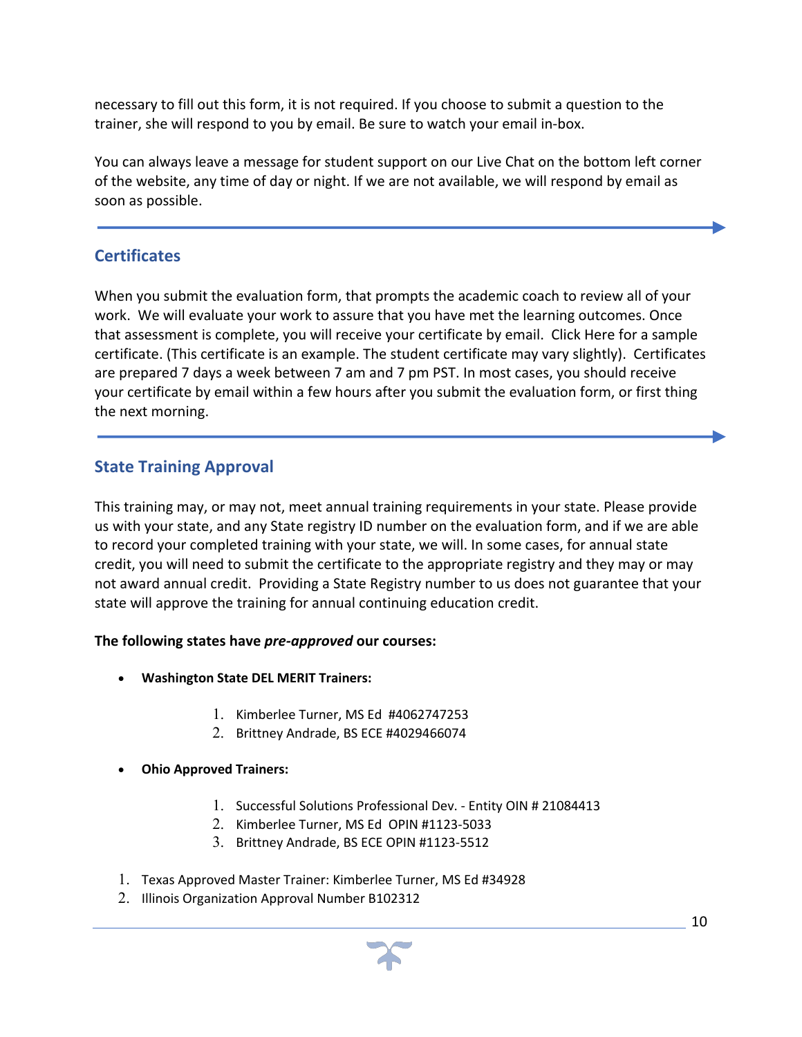necessary to fill out this form, it is not required. If you choose to submit a question to the trainer, she will respond to you by email. Be sure to watch your email in-box.

You can always leave a message for student support on our Live Chat on the bottom left corner of the website, any time of day or night. If we are not available, we will respond by email as soon as possible.

## Certificates

When you submit the evaluation form, that prompts the academic coach to review all of your work. We will evaluate your work to assure that you have met the learning outcomes. Once that assessment is complete, you will receive your certificate by email. Click Here for a sample certificate. (This certificate is an example. The student certificate may vary slightly). Certificates are prepared 7 days a week between 7 am and 7 pm PST. In most cases, you should receive your certificate by email within a few hours after you submit the evaluation form, or first thing the next morning.

## State Training Approval

This training may, or may not, meet annual training requirements in your state. Please provide us with your state, and any State registry ID number on the evaluation form, and if we are able to record your completed training with your state, we will. In some cases, for annual state credit, you will need to submit the certificate to the appropriate registry and they may or may not award annual credit. Providing a State Registry number to us does not guarantee that your state will approve the training for annual continuing education credit.

**The following states have *pre-approved* our courses:**

- **Washington State DEL MERIT Trainers:**
    1. Kimberlee Turner, MS Ed #4062747253
    2. Brittney Andrade, BS ECE #4029466074
- **Ohio Approved Trainers:**
    1. Successful Solutions Professional Dev. - Entity OIN # 21084413
    2. Kimberlee Turner, MS Ed OPIN #1123-5033
    3. Brittney Andrade, BS ECE OPIN #1123-5512

1. Texas Approved Master Trainer: Kimberlee Turner, MS Ed #34928
2. Illinois Organization Approval Number B102312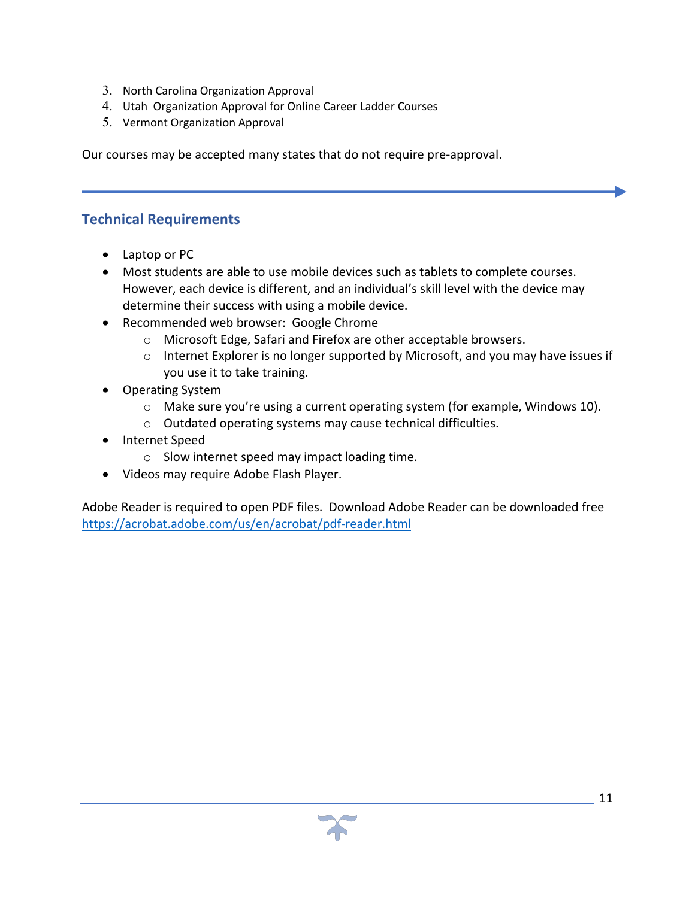3. North Carolina Organization Approval
4. Utah  Organization Approval for Online Career Ladder Courses
5. Vermont Organization Approval

Our courses may be accepted many states that do not require pre-approval.

## Technical Requirements

- Laptop or PC
- Most students are able to use mobile devices such as tablets to complete courses. However, each device is different, and an individual's skill level with the device may determine their success with using a mobile device.
- Recommended web browser:  Google Chrome
    - Microsoft Edge, Safari and Firefox are other acceptable browsers.
    - Internet Explorer is no longer supported by Microsoft, and you may have issues if you use it to take training.
- Operating System
    - Make sure you're using a current operating system (for example, Windows 10).
    - Outdated operating systems may cause technical difficulties.
- Internet Speed
    - Slow internet speed may impact loading time.
- Videos may require Adobe Flash Player.

Adobe Reader is required to open PDF files.  Download Adobe Reader can be downloaded free [https://acrobat.adobe.com/us/en/acrobat/pdf-reader.html](https://acrobat.adobe.com/us/en/acrobat/pdf-reader.html)